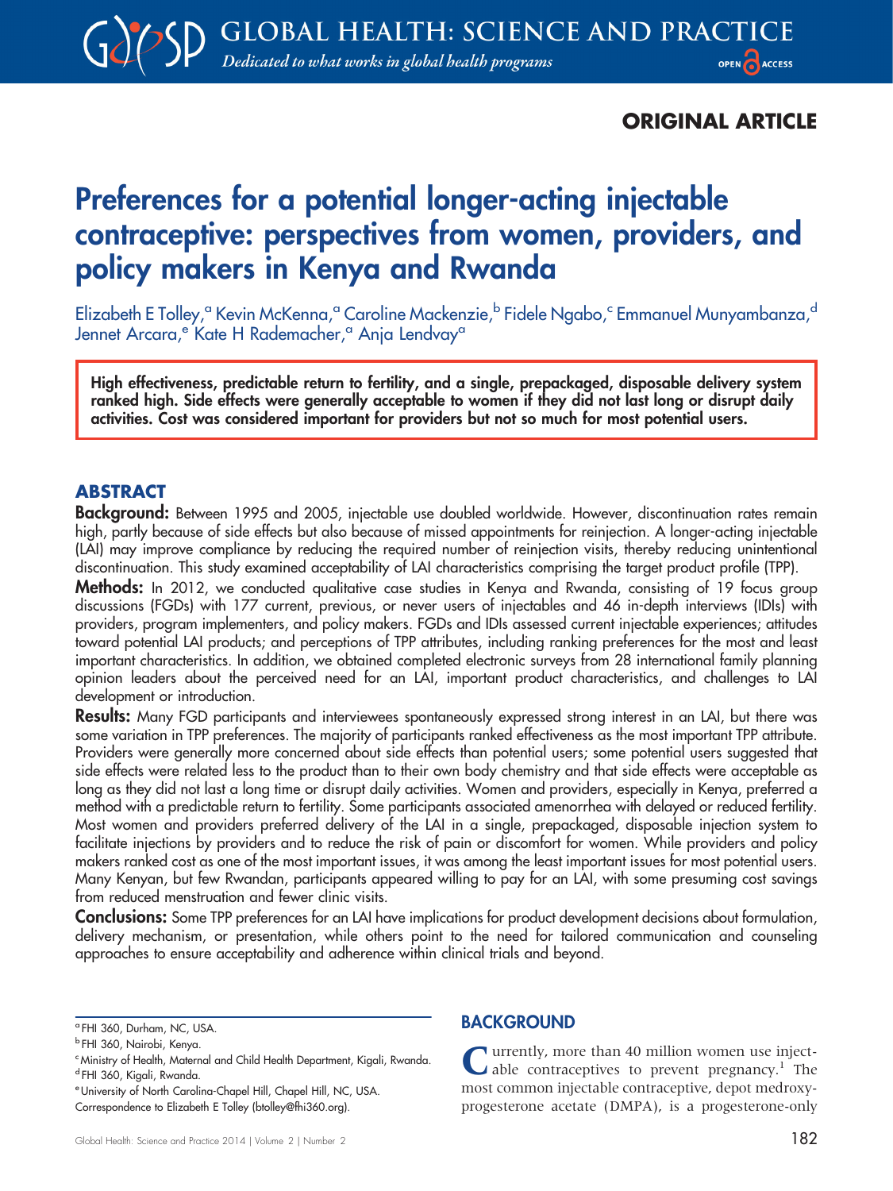ORIGINAL ARTICLE

# Preferences for a potential longer-acting injectable contraceptive: perspectives from women, providers, and policy makers in Kenya and Rwanda

Elizabeth E Tolley,[a] Kevin McKenna,[a] Caroline Mackenzie,[b] Fidele Ngabo,[c] Emmanuel Munyambanza,[d] Jennet Arcara,[e] Kate H Rademacher,[a] Anja Lendvay[a]

**High effectiveness, predictable return to fertility, and a single, prepackaged, disposable delivery system ranked high. Side effects were generally acceptable to women if they did not last long or disrupt daily activities. Cost was considered important for providers but not so much for most potential users.**

## ABSTRACT

**Background:** Between 1995 and 2005, injectable use doubled worldwide. However, discontinuation rates remain high, partly because of side effects but also because of missed appointments for reinjection. A longer-acting injectable (LAI) may improve compliance by reducing the required number of reinjection visits, thereby reducing unintentional discontinuation. This study examined acceptability of LAI characteristics comprising the target product profile (TPP).

**Methods:** In 2012, we conducted qualitative case studies in Kenya and Rwanda, consisting of 19 focus group discussions (FGDs) with 177 current, previous, or never users of injectables and 46 in-depth interviews (IDIs) with providers, program implementers, and policy makers. FGDs and IDIs assessed current injectable experiences; attitudes toward potential LAI products; and perceptions of TPP attributes, including ranking preferences for the most and least important characteristics. In addition, we obtained completed electronic surveys from 28 international family planning opinion leaders about the perceived need for an LAI, important product characteristics, and challenges to LAI development or introduction.

**Results:** Many FGD participants and interviewees spontaneously expressed strong interest in an LAI, but there was some variation in TPP preferences. The majority of participants ranked effectiveness as the most important TPP attribute. Providers were generally more concerned about side effects than potential users; some potential users suggested that side effects were related less to the product than to their own body chemistry and that side effects were acceptable as long as they did not last a long time or disrupt daily activities. Women and providers, especially in Kenya, preferred a method with a predictable return to fertility. Some participants associated amenorrhea with delayed or reduced fertility. Most women and providers preferred delivery of the LAI in a single, prepackaged, disposable injection system to facilitate injections by providers and to reduce the risk of pain or discomfort for women. While providers and policy makers ranked cost as one of the most important issues, it was among the least important issues for most potential users. Many Kenyan, but few Rwandan, participants appeared willing to pay for an LAI, with some presuming cost savings from reduced menstruation and fewer clinic visits.

**Conclusions:** Some TPP preferences for an LAI have implications for product development decisions about formulation, delivery mechanism, or presentation, while others point to the need for tailored communication and counseling approaches to ensure acceptability and adherence within clinical trials and beyond.

[a] FHI 360, Durham, NC, USA.
[b] FHI 360, Nairobi, Kenya.
[c] Ministry of Health, Maternal and Child Health Department, Kigali, Rwanda.
[d] FHI 360, Kigali, Rwanda.
[e] University of North Carolina-Chapel Hill, Chapel Hill, NC, USA.
Correspondence to Elizabeth E Tolley (btolley@fhi360.org).

## BACKGROUND

Currently, more than 40 million women use injectable contraceptives to prevent pregnancy.[1] The most common injectable contraceptive, depot medroxyprogesterone acetate (DMPA), is a progesterone-only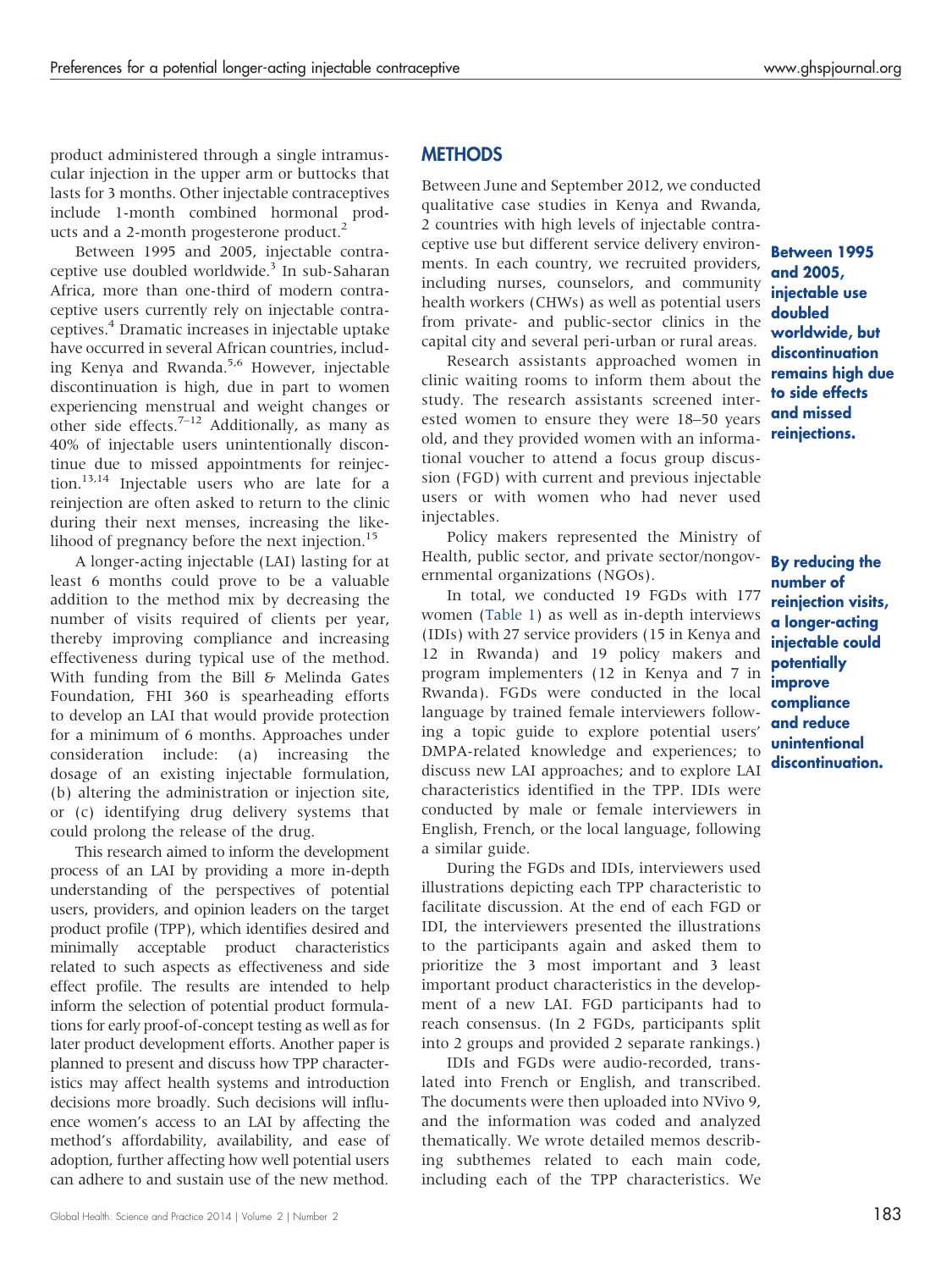product administered through a single intramuscular injection in the upper arm or buttocks that lasts for 3 months. Other injectable contraceptives include 1-month combined hormonal products and a 2-month progesterone product.[2]

Between 1995 and 2005, injectable contraceptive use doubled worldwide.[3] In sub-Saharan Africa, more than one-third of modern contraceptive users currently rely on injectable contraceptives.[4] Dramatic increases in injectable uptake have occurred in several African countries, including Kenya and Rwanda.[5,6] However, injectable discontinuation is high, due in part to women experiencing menstrual and weight changes or other side effects.[7–12] Additionally, as many as 40% of injectable users unintentionally discontinue due to missed appointments for reinjection.[13,14] Injectable users who are late for a reinjection are often asked to return to the clinic during their next menses, increasing the likelihood of pregnancy before the next injection.[15]

A longer-acting injectable (LAI) lasting for at least 6 months could prove to be a valuable addition to the method mix by decreasing the number of visits required of clients per year, thereby improving compliance and increasing effectiveness during typical use of the method. With funding from the Bill & Melinda Gates Foundation, FHI 360 is spearheading efforts to develop an LAI that would provide protection for a minimum of 6 months. Approaches under consideration include: (a) increasing the dosage of an existing injectable formulation, (b) altering the administration or injection site, or (c) identifying drug delivery systems that could prolong the release of the drug.

This research aimed to inform the development process of an LAI by providing a more in-depth understanding of the perspectives of potential users, providers, and opinion leaders on the target product profile (TPP), which identifies desired and minimally acceptable product characteristics related to such aspects as effectiveness and side effect profile. The results are intended to help inform the selection of potential product formulations for early proof-of-concept testing as well as for later product development efforts. Another paper is planned to present and discuss how TPP characteristics may affect health systems and introduction decisions more broadly. Such decisions will influence women's access to an LAI by affecting the method's affordability, availability, and ease of adoption, further affecting how well potential users can adhere to and sustain use of the new method.

## METHODS

Between June and September 2012, we conducted qualitative case studies in Kenya and Rwanda, 2 countries with high levels of injectable contraceptive use but different service delivery environments. In each country, we recruited providers, including nurses, counselors, and community health workers (CHWs) as well as potential users from private- and public-sector clinics in the capital city and several peri-urban or rural areas.

**Between 1995 and 2005, injectable use doubled worldwide, but discontinuation remains high due to side effects and missed reinjections.**

Research assistants approached women in clinic waiting rooms to inform them about the study. The research assistants screened interested women to ensure they were 18–50 years old, and they provided women with an informational voucher to attend a focus group discussion (FGD) with current and previous injectable users or with women who had never used injectables.

Policy makers represented the Ministry of Health, public sector, and private sector/nongovernmental organizations (NGOs).

**By reducing the number of reinjection visits, a longer-acting injectable could potentially improve compliance and reduce unintentional discontinuation.**

In total, we conducted 19 FGDs with 177 women (Table 1) as well as in-depth interviews (IDIs) with 27 service providers (15 in Kenya and 12 in Rwanda) and 19 policy makers and program implementers (12 in Kenya and 7 in Rwanda). FGDs were conducted in the local language by trained female interviewers following a topic guide to explore potential users' DMPA-related knowledge and experiences; to discuss new LAI approaches; and to explore LAI characteristics identified in the TPP. IDIs were conducted by male or female interviewers in English, French, or the local language, following a similar guide.

During the FGDs and IDIs, interviewers used illustrations depicting each TPP characteristic to facilitate discussion. At the end of each FGD or IDI, the interviewers presented the illustrations to the participants again and asked them to prioritize the 3 most important and 3 least important product characteristics in the development of a new LAI. FGD participants had to reach consensus. (In 2 FGDs, participants split into 2 groups and provided 2 separate rankings.)

IDIs and FGDs were audio-recorded, translated into French or English, and transcribed. The documents were then uploaded into NVivo 9, and the information was coded and analyzed thematically. We wrote detailed memos describing subthemes related to each main code, including each of the TPP characteristics. We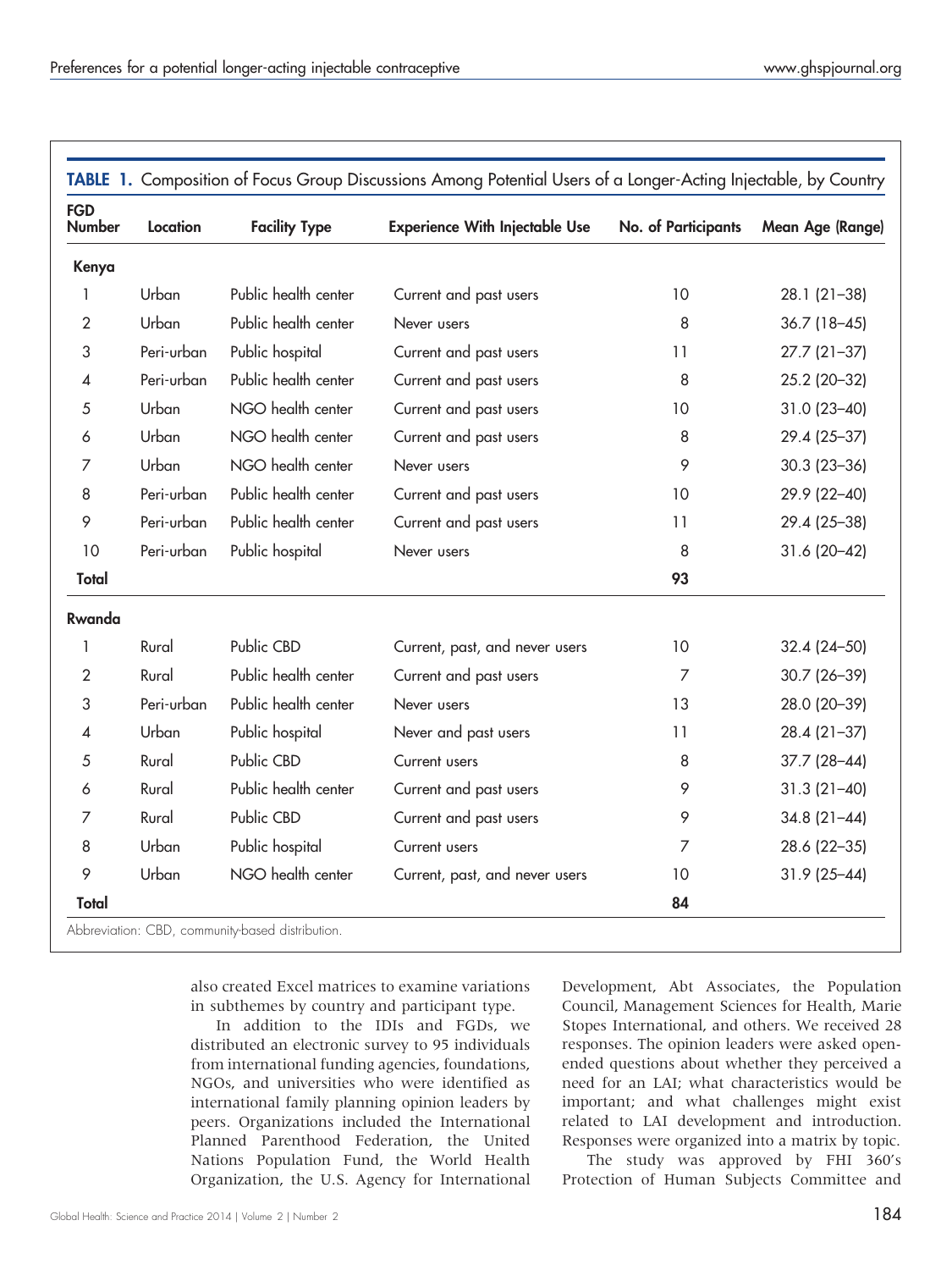**TABLE 1.** Composition of Focus Group Discussions Among Potential Users of a Longer-Acting Injectable, by Country

| FGD Number | Location | Facility Type | Experience With Injectable Use | No. of Participants | Mean Age (Range) |
|---|---|---|---|---|---|
| **Kenya** | | | | | |
| 1 | Urban | Public health center | Current and past users | 10 | 28.1 (21–38) |
| 2 | Urban | Public health center | Never users | 8 | 36.7 (18–45) |
| 3 | Peri-urban | Public hospital | Current and past users | 11 | 27.7 (21–37) |
| 4 | Peri-urban | Public health center | Current and past users | 8 | 25.2 (20–32) |
| 5 | Urban | NGO health center | Current and past users | 10 | 31.0 (23–40) |
| 6 | Urban | NGO health center | Current and past users | 8 | 29.4 (25–37) |
| 7 | Urban | NGO health center | Never users | 9 | 30.3 (23–36) |
| 8 | Peri-urban | Public health center | Current and past users | 10 | 29.9 (22–40) |
| 9 | Peri-urban | Public health center | Current and past users | 11 | 29.4 (25–38) |
| 10 | Peri-urban | Public hospital | Never users | 8 | 31.6 (20–42) |
| **Total** | | | | **93** | |
| **Rwanda** | | | | | |
| 1 | Rural | Public CBD | Current, past, and never users | 10 | 32.4 (24–50) |
| 2 | Rural | Public health center | Current and past users | 7 | 30.7 (26–39) |
| 3 | Peri-urban | Public health center | Never users | 13 | 28.0 (20–39) |
| 4 | Urban | Public hospital | Never and past users | 11 | 28.4 (21–37) |
| 5 | Rural | Public CBD | Current users | 8 | 37.7 (28–44) |
| 6 | Rural | Public health center | Current and past users | 9 | 31.3 (21–40) |
| 7 | Rural | Public CBD | Current and past users | 9 | 34.8 (21–44) |
| 8 | Urban | Public hospital | Current users | 7 | 28.6 (22–35) |
| 9 | Urban | NGO health center | Current, past, and never users | 10 | 31.9 (25–44) |
| **Total** | | | | **84** | |

Abbreviation: CBD, community-based distribution.

also created Excel matrices to examine variations in subthemes by country and participant type.

In addition to the IDIs and FGDs, we distributed an electronic survey to 95 individuals from international funding agencies, foundations, NGOs, and universities who were identified as international family planning opinion leaders by peers. Organizations included the International Planned Parenthood Federation, the United Nations Population Fund, the World Health Organization, the U.S. Agency for International Development, Abt Associates, the Population Council, Management Sciences for Health, Marie Stopes International, and others. We received 28 responses. The opinion leaders were asked open-ended questions about whether they perceived a need for an LAI; what characteristics would be important; and what challenges might exist related to LAI development and introduction. Responses were organized into a matrix by topic.

The study was approved by FHI 360's Protection of Human Subjects Committee and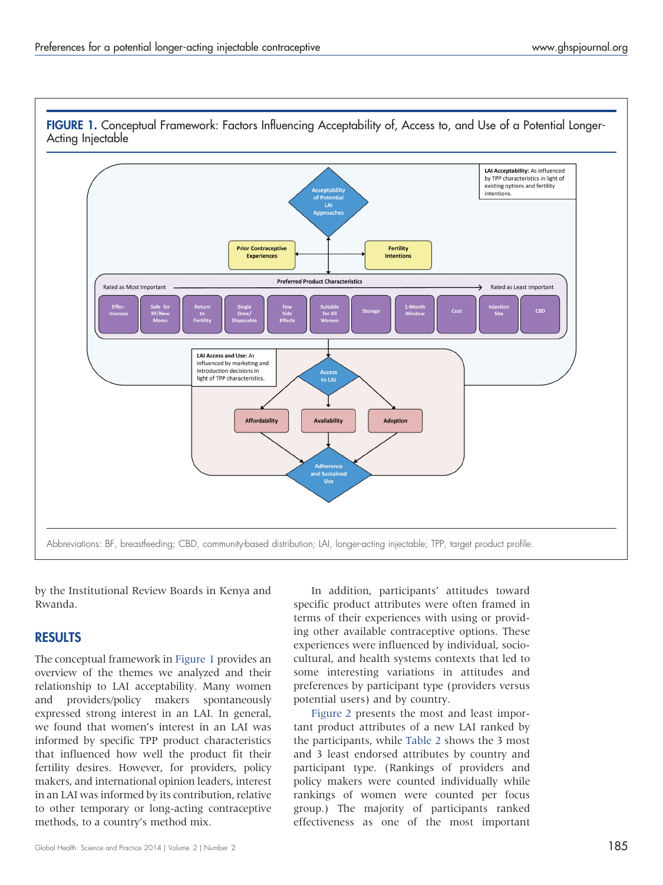**FIGURE 1.** Conceptual Framework: Factors Influencing Acceptability of, Access to, and Use of a Potential Longer-Acting Injectable

LAI Acceptability: As influenced by TPP characteristics in light of existing options and fertility intentions.

Acceptability of Potential LAI Approaches

Prior Contraceptive Experiences

Fertility Intentions

Preferred Product Characteristics

Rated as Most Important → Rated as Least Important

Effectiveness | Safe for BF/New Moms | Return to Fertility | Single Dose/Disposable | Few Side Effects | Suitable for All Women | Storage | 1-Month Window | Cost | Injection Site | CBD

LAI Access and Use: As influenced by marketing and introduction decisions in light of TPP characteristics.

Access to LAI

Affordability | Availability | Adoption

Adherence and Sustained Use

Abbreviations: BF, breastfeeding; CBD, community-based distribution; LAI, longer-acting injectable; TPP, target product profile.

by the Institutional Review Boards in Kenya and Rwanda.

## RESULTS

The conceptual framework in Figure 1 provides an overview of the themes we analyzed and their relationship to LAI acceptability. Many women and providers/policy makers spontaneously expressed strong interest in an LAI. In general, we found that women's interest in an LAI was informed by specific TPP product characteristics that influenced how well the product fit their fertility desires. However, for providers, policy makers, and international opinion leaders, interest in an LAI was informed by its contribution, relative to other temporary or long-acting contraceptive methods, to a country's method mix.

In addition, participants' attitudes toward specific product attributes were often framed in terms of their experiences with using or providing other available contraceptive options. These experiences were influenced by individual, socio-cultural, and health systems contexts that led to some interesting variations in attitudes and preferences by participant type (providers versus potential users) and by country.

Figure 2 presents the most and least important product attributes of a new LAI ranked by the participants, while Table 2 shows the 3 most and 3 least endorsed attributes by country and participant type. (Rankings of providers and policy makers were counted individually while rankings of women were counted per focus group.) The majority of participants ranked effectiveness as one of the most important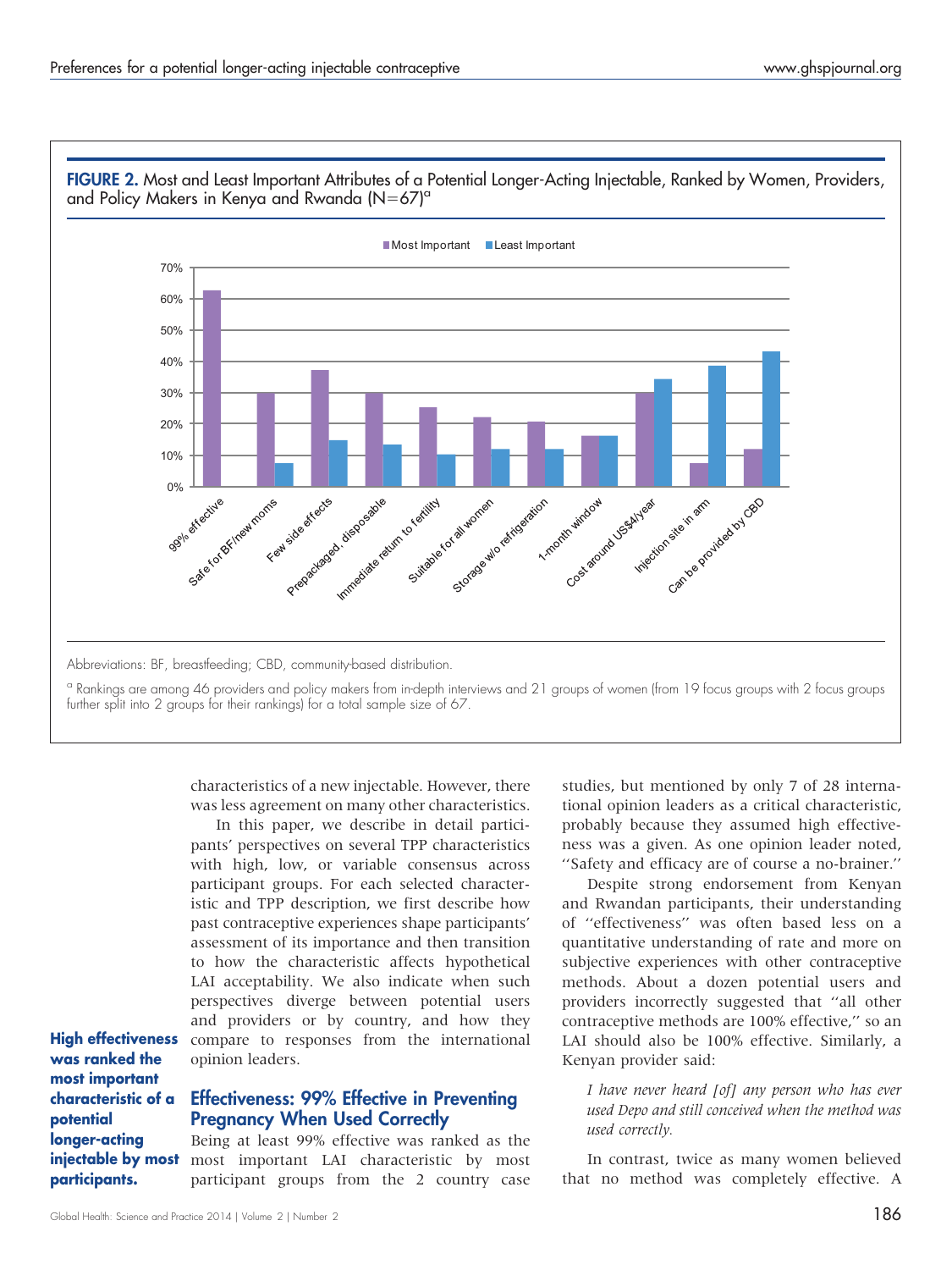**FIGURE 2.** Most and Least Important Attributes of a Potential Longer-Acting Injectable, Ranked by Women, Providers, and Policy Makers in Kenya and Rwanda (N=67)[a]

Abbreviations: BF, breastfeeding; CBD, community-based distribution.

[a] Rankings are among 46 providers and policy makers from in-depth interviews and 21 groups of women (from 19 focus groups with 2 focus groups further split into 2 groups for their rankings) for a total sample size of 67.

characteristics of a new injectable. However, there was less agreement on many other characteristics.

In this paper, we describe in detail participants' perspectives on several TPP characteristics with high, low, or variable consensus across participant groups. For each selected characteristic and TPP description, we first describe how past contraceptive experiences shape participants' assessment of its importance and then transition to how the characteristic affects hypothetical LAI acceptability. We also indicate when such perspectives diverge between potential users and providers or by country, and how they compare to responses from the international opinion leaders.

**High effectiveness was ranked the most important characteristic of a potential longer-acting injectable by most participants.**

## Effectiveness: 99% Effective in Preventing Pregnancy When Used Correctly

Being at least 99% effective was ranked as the most important LAI characteristic by most participant groups from the 2 country case studies, but mentioned by only 7 of 28 international opinion leaders as a critical characteristic, probably because they assumed high effectiveness was a given. As one opinion leader noted, ''Safety and efficacy are of course a no-brainer.''

Despite strong endorsement from Kenyan and Rwandan participants, their understanding of ''effectiveness'' was often based less on a quantitative understanding of rate and more on subjective experiences with other contraceptive methods. About a dozen potential users and providers incorrectly suggested that ''all other contraceptive methods are 100% effective,'' so an LAI should also be 100% effective. Similarly, a Kenyan provider said:

> *I have never heard [of] any person who has ever used Depo and still conceived when the method was used correctly.*

In contrast, twice as many women believed that no method was completely effective. A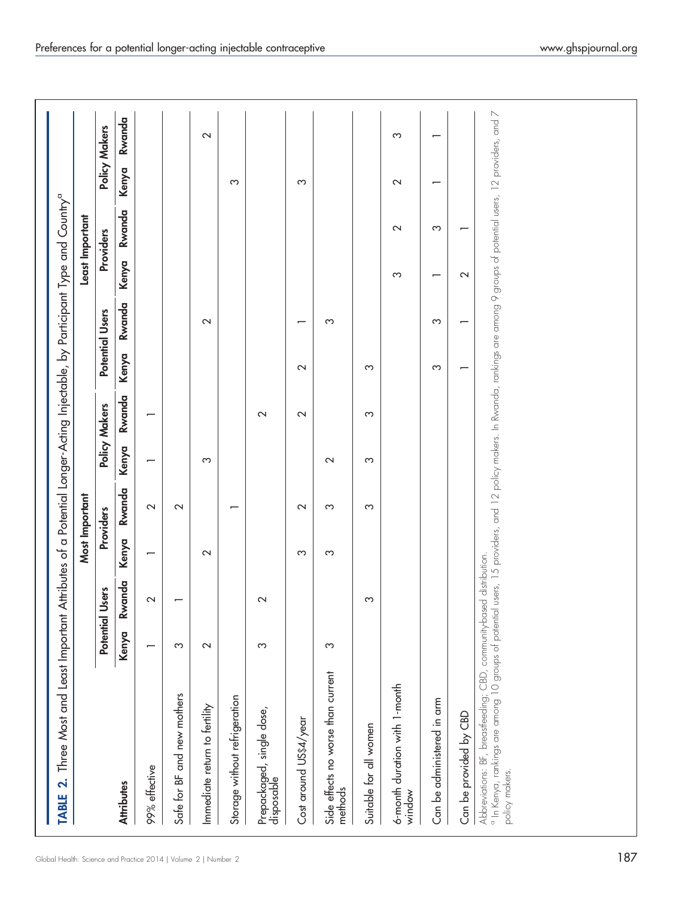**TABLE 2.** Three Most and Least Important Attributes of a Potential Longer-Acting Injectable, by Participant Type and Country[a]

| Attributes | Most Important | | | | | | Least Important | | | | | |
|---|---|---|---|---|---|---|---|---|---|---|---|---|
| | Potential Users | | Providers | | Policy Makers | | Potential Users | | Providers | | Policy Makers | |
| | Kenya | Rwanda | Kenya | Rwanda | Kenya | Rwanda | Kenya | Rwanda | Kenya | Rwanda | Kenya | Rwanda |
| 99% effective | 1 | 2 | 1 | 2 | 1 | 1 | | | | | | |
| Safe for BF and new mothers | 3 | 1 | | 2 | | | | | | | | |
| Immediate return to fertility | 2 | | 2 | | 3 | | | 2 | | | | 2 |
| Storage without refrigeration | | | | 1 | | | | | | | 3 | |
| Prepackaged, single dose, disposable | 3 | 2 | | | | 2 | | | | | | |
| Cost around US$4/year | | | 3 | 2 | | 2 | 2 | 1 | | | 3 | |
| Side effects no worse than current methods | 3 | | 3 | 3 | 2 | | | 3 | | | | |
| Suitable for all women | | 3 | | 3 | 3 | 3 | 3 | | | | | |
| 6-month duration with 1-month window | | | | | | | | | 3 | 2 | 2 | 3 |
| Can be administered in arm | | | | | | | 3 | 3 | 1 | 3 | 1 | 1 |
| Can be provided by CBD | | | | | | | 1 | 1 | 2 | 1 | | |

Abbreviations: BF, breastfeeding; CBD, community-based distribution.

[a] In Kenya, rankings are among 10 groups of potential users, 15 providers, and 12 policy makers. In Rwanda, rankings are among 9 groups of potential users, 12 providers, and 7 policy makers.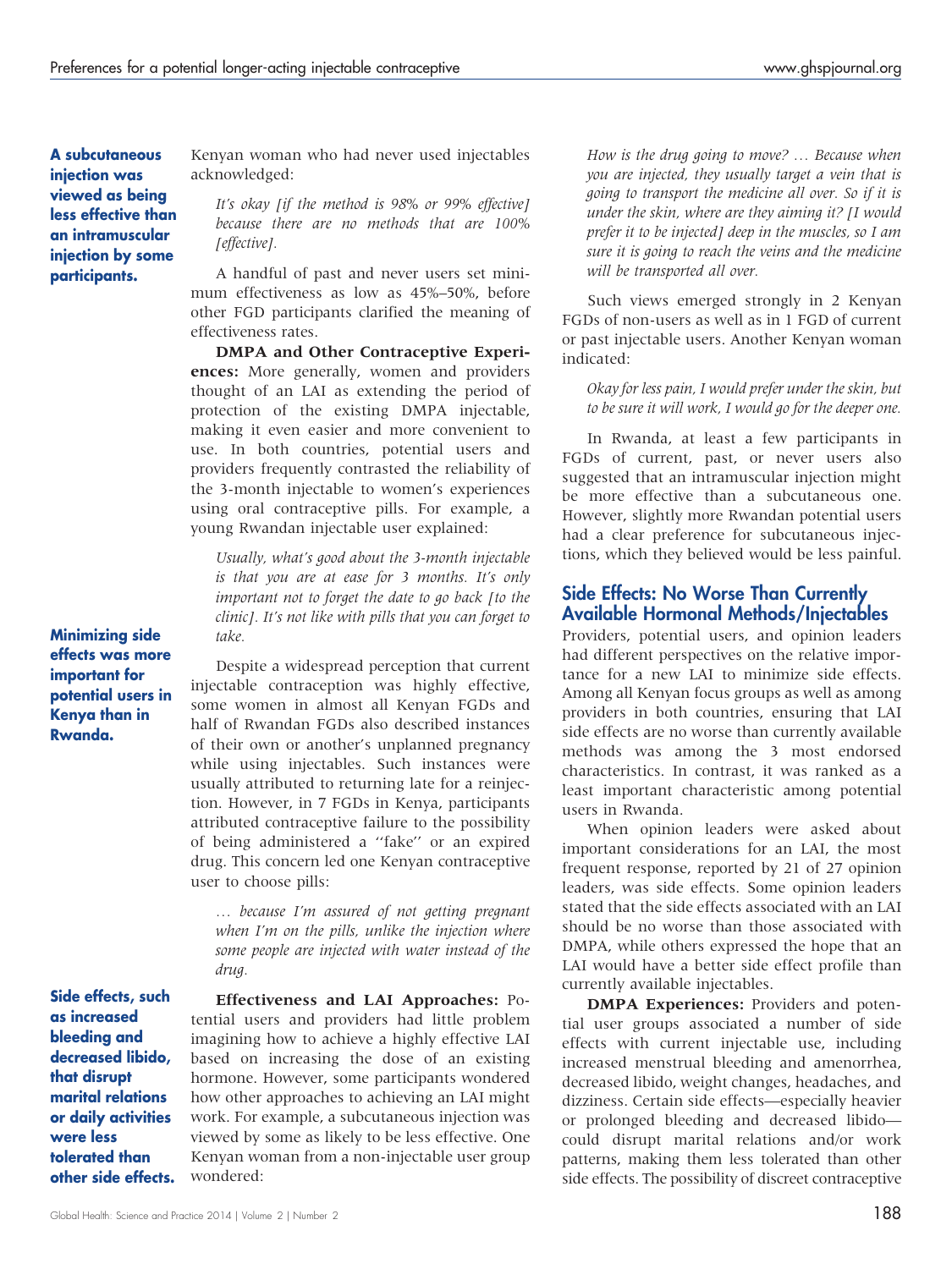Kenyan woman who had never used injectables acknowledged:

> *It's okay [if the method is 98% or 99% effective] because there are no methods that are 100% [effective].*

A handful of past and never users set minimum effectiveness as low as 45%–50%, before other FGD participants clarified the meaning of effectiveness rates.

**DMPA and Other Contraceptive Experiences:** More generally, women and providers thought of an LAI as extending the period of protection of the existing DMPA injectable, making it even easier and more convenient to use. In both countries, potential users and providers frequently contrasted the reliability of the 3-month injectable to women's experiences using oral contraceptive pills. For example, a young Rwandan injectable user explained:

> *Usually, what's good about the 3-month injectable is that you are at ease for 3 months. It's only important not to forget the date to go back [to the clinic]. It's not like with pills that you can forget to take.*

Despite a widespread perception that current injectable contraception was highly effective, some women in almost all Kenyan FGDs and half of Rwandan FGDs also described instances of their own or another's unplanned pregnancy while using injectables. Such instances were usually attributed to returning late for a reinjection. However, in 7 FGDs in Kenya, participants attributed contraceptive failure to the possibility of being administered a ''fake'' or an expired drug. This concern led one Kenyan contraceptive user to choose pills:

> *… because I'm assured of not getting pregnant when I'm on the pills, unlike the injection where some people are injected with water instead of the drug.*

**Effectiveness and LAI Approaches:** Potential users and providers had little problem imagining how to achieve a highly effective LAI based on increasing the dose of an existing hormone. However, some participants wondered how other approaches to achieving an LAI might work. For example, a subcutaneous injection was viewed by some as likely to be less effective. One Kenyan woman from a non-injectable user group wondered:

> *How is the drug going to move? … Because when you are injected, they usually target a vein that is going to transport the medicine all over. So if it is under the skin, where are they aiming it? [I would prefer it to be injected] deep in the muscles, so I am sure it is going to reach the veins and the medicine will be transported all over.*

Such views emerged strongly in 2 Kenyan FGDs of non-users as well as in 1 FGD of current or past injectable users. Another Kenyan woman indicated:

> *Okay for less pain, I would prefer under the skin, but to be sure it will work, I would go for the deeper one.*

In Rwanda, at least a few participants in FGDs of current, past, or never users also suggested that an intramuscular injection might be more effective than a subcutaneous one. However, slightly more Rwandan potential users had a clear preference for subcutaneous injections, which they believed would be less painful.

**A subcutaneous injection was viewed as being less effective than an intramuscular injection by some participants.**

## Side Effects: No Worse Than Currently Available Hormonal Methods/Injectables

Providers, potential users, and opinion leaders had different perspectives on the relative importance for a new LAI to minimize side effects. Among all Kenyan focus groups as well as among providers in both countries, ensuring that LAI side effects are no worse than currently available methods was among the 3 most endorsed characteristics. In contrast, it was ranked as a least important characteristic among potential users in Rwanda.

**Minimizing side effects was more important for potential users in Kenya than in Rwanda.**

When opinion leaders were asked about important considerations for an LAI, the most frequent response, reported by 21 of 27 opinion leaders, was side effects. Some opinion leaders stated that the side effects associated with an LAI should be no worse than those associated with DMPA, while others expressed the hope that an LAI would have a better side effect profile than currently available injectables.

**DMPA Experiences:** Providers and potential user groups associated a number of side effects with current injectable use, including increased menstrual bleeding and amenorrhea, decreased libido, weight changes, headaches, and dizziness. Certain side effects—especially heavier or prolonged bleeding and decreased libido—could disrupt marital relations and/or work patterns, making them less tolerated than other side effects. The possibility of discreet contraceptive

**Side effects, such as increased bleeding and decreased libido, that disrupt marital relations or daily activities were less tolerated than other side effects.**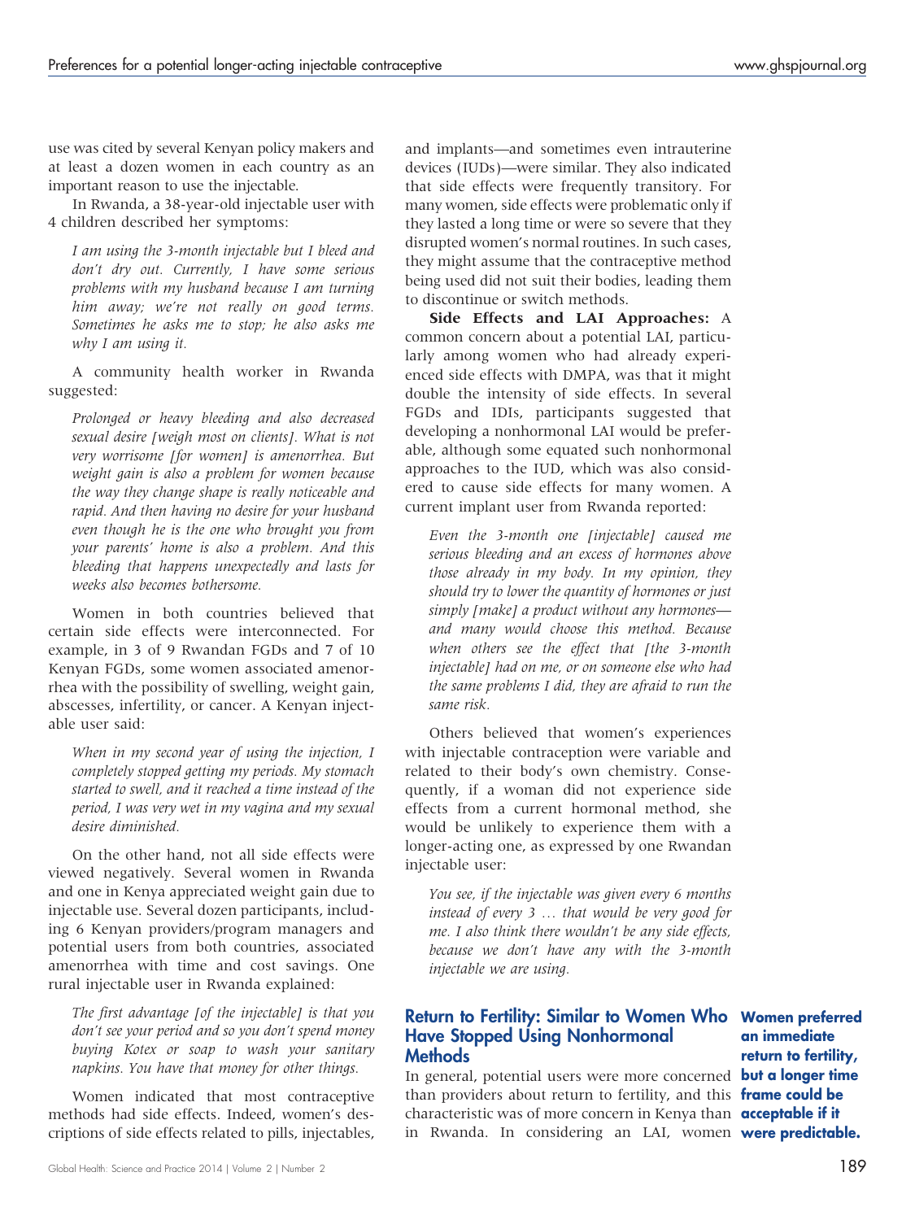use was cited by several Kenyan policy makers and at least a dozen women in each country as an important reason to use the injectable.

In Rwanda, a 38-year-old injectable user with 4 children described her symptoms:

> *I am using the 3-month injectable but I bleed and don't dry out. Currently, I have some serious problems with my husband because I am turning him away; we're not really on good terms. Sometimes he asks me to stop; he also asks me why I am using it.*

A community health worker in Rwanda suggested:

> *Prolonged or heavy bleeding and also decreased sexual desire [weigh most on clients]. What is not very worrisome [for women] is amenorrhea. But weight gain is also a problem for women because the way they change shape is really noticeable and rapid. And then having no desire for your husband even though he is the one who brought you from your parents' home is also a problem. And this bleeding that happens unexpectedly and lasts for weeks also becomes bothersome.*

Women in both countries believed that certain side effects were interconnected. For example, in 3 of 9 Rwandan FGDs and 7 of 10 Kenyan FGDs, some women associated amenorrhea with the possibility of swelling, weight gain, abscesses, infertility, or cancer. A Kenyan injectable user said:

> *When in my second year of using the injection, I completely stopped getting my periods. My stomach started to swell, and it reached a time instead of the period, I was very wet in my vagina and my sexual desire diminished.*

On the other hand, not all side effects were viewed negatively. Several women in Rwanda and one in Kenya appreciated weight gain due to injectable use. Several dozen participants, including 6 Kenyan providers/program managers and potential users from both countries, associated amenorrhea with time and cost savings. One rural injectable user in Rwanda explained:

> *The first advantage [of the injectable] is that you don't see your period and so you don't spend money buying Kotex or soap to wash your sanitary napkins. You have that money for other things.*

Women indicated that most contraceptive methods had side effects. Indeed, women's descriptions of side effects related to pills, injectables, and implants—and sometimes even intrauterine devices (IUDs)—were similar. They also indicated that side effects were frequently transitory. For many women, side effects were problematic only if they lasted a long time or were so severe that they disrupted women's normal routines. In such cases, they might assume that the contraceptive method being used did not suit their bodies, leading them to discontinue or switch methods.

**Side Effects and LAI Approaches:** A common concern about a potential LAI, particularly among women who had already experienced side effects with DMPA, was that it might double the intensity of side effects. In several FGDs and IDIs, participants suggested that developing a nonhormonal LAI would be preferable, although some equated such nonhormonal approaches to the IUD, which was also considered to cause side effects for many women. A current implant user from Rwanda reported:

> *Even the 3-month one [injectable] caused me serious bleeding and an excess of hormones above those already in my body. In my opinion, they should try to lower the quantity of hormones or just simply [make] a product without any hormones—and many would choose this method. Because when others see the effect that [the 3-month injectable] had on me, or on someone else who had the same problems I did, they are afraid to run the same risk.*

Others believed that women's experiences with injectable contraception were variable and related to their body's own chemistry. Consequently, if a woman did not experience side effects from a current hormonal method, she would be unlikely to experience them with a longer-acting one, as expressed by one Rwandan injectable user:

> *You see, if the injectable was given every 6 months instead of every 3 … that would be very good for me. I also think there wouldn't be any side effects, because we don't have any with the 3-month injectable we are using.*

## Return to Fertility: Similar to Women Who Have Stopped Using Nonhormonal Methods

**Women preferred an immediate return to fertility, but a longer time frame could be acceptable if it were predictable.**

In general, potential users were more concerned than providers about return to fertility, and this characteristic was of more concern in Kenya than in Rwanda. In considering an LAI, women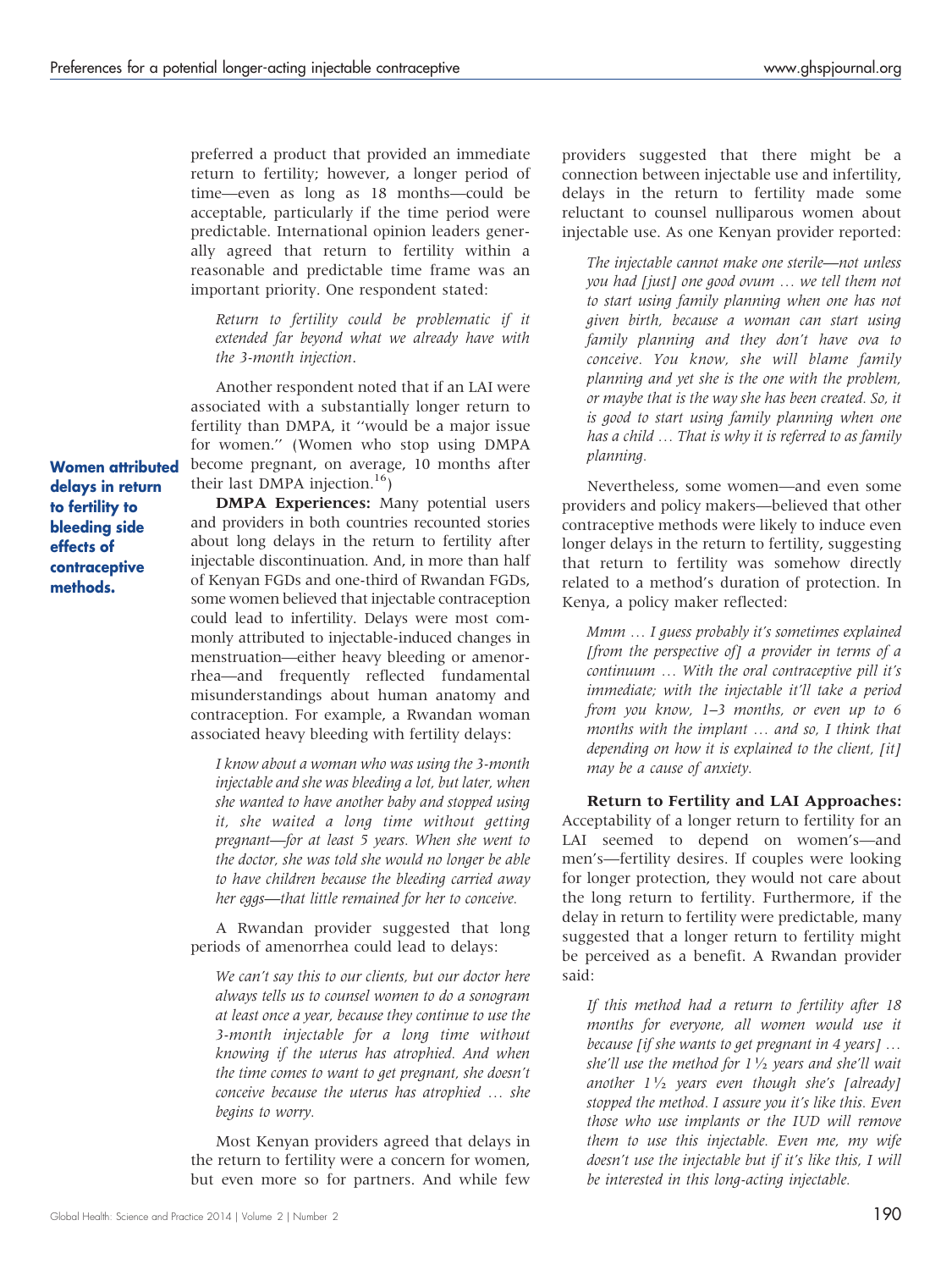preferred a product that provided an immediate return to fertility; however, a longer period of time—even as long as 18 months—could be acceptable, particularly if the time period were predictable. International opinion leaders generally agreed that return to fertility within a reasonable and predictable time frame was an important priority. One respondent stated:

> *Return to fertility could be problematic if it extended far beyond what we already have with the 3-month injection.*

Another respondent noted that if an LAI were associated with a substantially longer return to fertility than DMPA, it ''would be a major issue for women.'' (Women who stop using DMPA become pregnant, on average, 10 months after their last DMPA injection.[16])

**Women attributed delays in return to fertility to bleeding side effects of contraceptive methods.**

**DMPA Experiences:** Many potential users and providers in both countries recounted stories about long delays in the return to fertility after injectable discontinuation. And, in more than half of Kenyan FGDs and one-third of Rwandan FGDs, some women believed that injectable contraception could lead to infertility. Delays were most commonly attributed to injectable-induced changes in menstruation—either heavy bleeding or amenorrhea—and frequently reflected fundamental misunderstandings about human anatomy and contraception. For example, a Rwandan woman associated heavy bleeding with fertility delays:

> *I know about a woman who was using the 3-month injectable and she was bleeding a lot, but later, when she wanted to have another baby and stopped using it, she waited a long time without getting pregnant—for at least 5 years. When she went to the doctor, she was told she would no longer be able to have children because the bleeding carried away her eggs—that little remained for her to conceive.*

A Rwandan provider suggested that long periods of amenorrhea could lead to delays:

> *We can't say this to our clients, but our doctor here always tells us to counsel women to do a sonogram at least once a year, because they continue to use the 3-month injectable for a long time without knowing if the uterus has atrophied. And when the time comes to want to get pregnant, she doesn't conceive because the uterus has atrophied … she begins to worry.*

Most Kenyan providers agreed that delays in the return to fertility were a concern for women, but even more so for partners. And while few providers suggested that there might be a connection between injectable use and infertility, delays in the return to fertility made some reluctant to counsel nulliparous women about injectable use. As one Kenyan provider reported:

> *The injectable cannot make one sterile—not unless you had [just] one good ovum … we tell them not to start using family planning when one has not given birth, because a woman can start using family planning and they don't have ova to conceive. You know, she will blame family planning and yet she is the one with the problem, or maybe that is the way she has been created. So, it is good to start using family planning when one has a child … That is why it is referred to as family planning.*

Nevertheless, some women—and even some providers and policy makers—believed that other contraceptive methods were likely to induce even longer delays in the return to fertility, suggesting that return to fertility was somehow directly related to a method's duration of protection. In Kenya, a policy maker reflected:

> *Mmm … I guess probably it's sometimes explained [from the perspective of] a provider in terms of a continuum … With the oral contraceptive pill it's immediate; with the injectable it'll take a period from you know, 1–3 months, or even up to 6 months with the implant … and so, I think that depending on how it is explained to the client, [it] may be a cause of anxiety.*

**Return to Fertility and LAI Approaches:** Acceptability of a longer return to fertility for an LAI seemed to depend on women's—and men's—fertility desires. If couples were looking for longer protection, they would not care about the long return to fertility. Furthermore, if the delay in return to fertility were predictable, many suggested that a longer return to fertility might be perceived as a benefit. A Rwandan provider said:

> *If this method had a return to fertility after 18 months for everyone, all women would use it because [if she wants to get pregnant in 4 years] … she'll use the method for 1½ years and she'll wait another 1½ years even though she's [already] stopped the method. I assure you it's like this. Even those who use implants or the IUD will remove them to use this injectable. Even me, my wife doesn't use the injectable but if it's like this, I will be interested in this long-acting injectable.*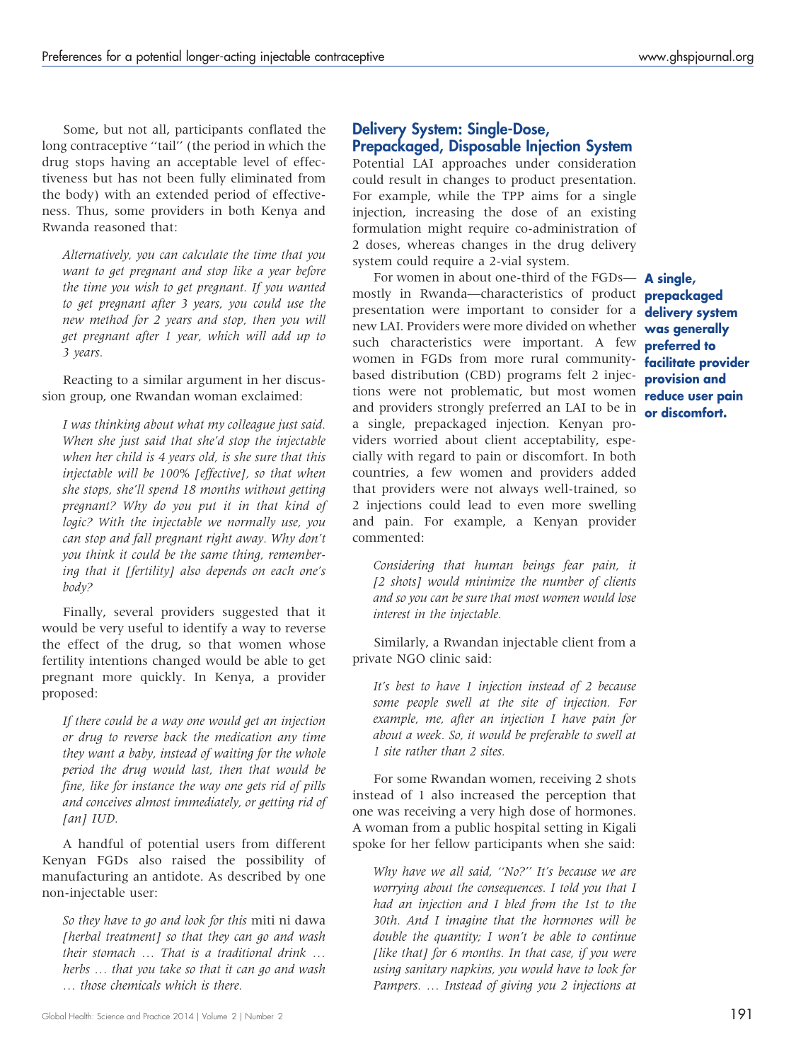Some, but not all, participants conflated the long contraceptive ''tail'' (the period in which the drug stops having an acceptable level of effectiveness but has not been fully eliminated from the body) with an extended period of effectiveness. Thus, some providers in both Kenya and Rwanda reasoned that:

> *Alternatively, you can calculate the time that you want to get pregnant and stop like a year before the time you wish to get pregnant. If you wanted to get pregnant after 3 years, you could use the new method for 2 years and stop, then you will get pregnant after 1 year, which will add up to 3 years.*

Reacting to a similar argument in her discussion group, one Rwandan woman exclaimed:

> *I was thinking about what my colleague just said. When she just said that she'd stop the injectable when her child is 4 years old, is she sure that this injectable will be 100% [effective], so that when she stops, she'll spend 18 months without getting pregnant? Why do you put it in that kind of logic? With the injectable we normally use, you can stop and fall pregnant right away. Why don't you think it could be the same thing, remembering that it [fertility] also depends on each one's body?*

Finally, several providers suggested that it would be very useful to identify a way to reverse the effect of the drug, so that women whose fertility intentions changed would be able to get pregnant more quickly. In Kenya, a provider proposed:

> *If there could be a way one would get an injection or drug to reverse back the medication any time they want a baby, instead of waiting for the whole period the drug would last, then that would be fine, like for instance the way one gets rid of pills and conceives almost immediately, or getting rid of [an] IUD.*

A handful of potential users from different Kenyan FGDs also raised the possibility of manufacturing an antidote. As described by one non-injectable user:

> *So they have to go and look for this* miti ni dawa *[herbal treatment] so that they can go and wash their stomach … That is a traditional drink … herbs … that you take so that it can go and wash … those chemicals which is there.*

## Delivery System: Single-Dose, Prepackaged, Disposable Injection System

Potential LAI approaches under consideration could result in changes to product presentation. For example, while the TPP aims for a single injection, increasing the dose of an existing formulation might require co-administration of 2 doses, whereas changes in the drug delivery system could require a 2-vial system.

**A single, prepackaged delivery system was generally preferred to facilitate provider provision and reduce user pain or discomfort.**

For women in about one-third of the FGDs—mostly in Rwanda—characteristics of product presentation were important to consider for a new LAI. Providers were more divided on whether such characteristics were important. A few women in FGDs from more rural community-based distribution (CBD) programs felt 2 injections were not problematic, but most women and providers strongly preferred an LAI to be in a single, prepackaged injection. Kenyan providers worried about client acceptability, especially with regard to pain or discomfort. In both countries, a few women and providers added that providers were not always well-trained, so 2 injections could lead to even more swelling and pain. For example, a Kenyan provider commented:

> *Considering that human beings fear pain, it [2 shots] would minimize the number of clients and so you can be sure that most women would lose interest in the injectable.*

Similarly, a Rwandan injectable client from a private NGO clinic said:

> *It's best to have 1 injection instead of 2 because some people swell at the site of injection. For example, me, after an injection I have pain for about a week. So, it would be preferable to swell at 1 site rather than 2 sites.*

For some Rwandan women, receiving 2 shots instead of 1 also increased the perception that one was receiving a very high dose of hormones. A woman from a public hospital setting in Kigali spoke for her fellow participants when she said:

> *Why have we all said, ''No?'' It's because we are worrying about the consequences. I told you that I had an injection and I bled from the 1st to the 30th. And I imagine that the hormones will be double the quantity; I won't be able to continue [like that] for 6 months. In that case, if you were using sanitary napkins, you would have to look for Pampers. … Instead of giving you 2 injections at*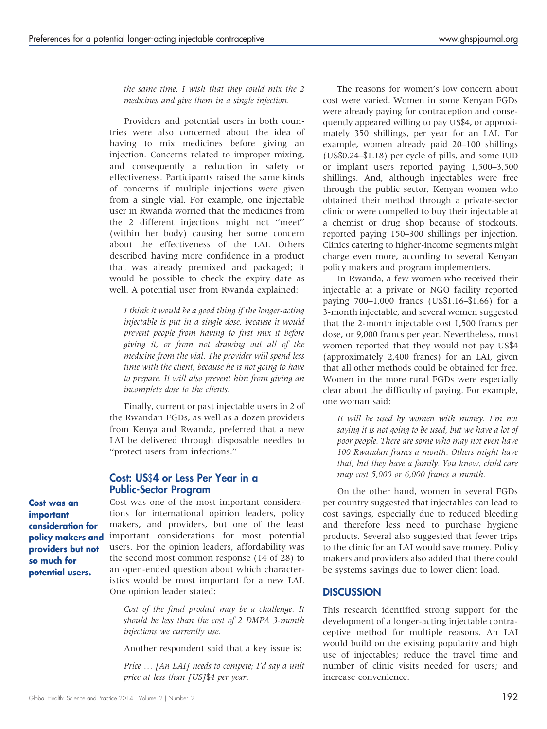*the same time, I wish that they could mix the 2 medicines and give them in a single injection.*

Providers and potential users in both countries were also concerned about the idea of having to mix medicines before giving an injection. Concerns related to improper mixing, and consequently a reduction in safety or effectiveness. Participants raised the same kinds of concerns if multiple injections were given from a single vial. For example, one injectable user in Rwanda worried that the medicines from the 2 different injections might not ''meet'' (within her body) causing her some concern about the effectiveness of the LAI. Others described having more confidence in a product that was already premixed and packaged; it would be possible to check the expiry date as well. A potential user from Rwanda explained:

> *I think it would be a good thing if the longer-acting injectable is put in a single dose, because it would prevent people from having to first mix it before giving it, or from not drawing out all of the medicine from the vial. The provider will spend less time with the client, because he is not going to have to prepare. It will also prevent him from giving an incomplete dose to the clients.*

Finally, current or past injectable users in 2 of the Rwandan FGDs, as well as a dozen providers from Kenya and Rwanda, preferred that a new LAI be delivered through disposable needles to ''protect users from infections.''

## Cost: US$4 or Less Per Year in a Public-Sector Program

**Cost was an important consideration for policy makers and providers but not so much for potential users.**

Cost was one of the most important considerations for international opinion leaders, policy makers, and providers, but one of the least important considerations for most potential users. For the opinion leaders, affordability was the second most common response (14 of 28) to an open-ended question about which characteristics would be most important for a new LAI. One opinion leader stated:

> *Cost of the final product may be a challenge. It should be less than the cost of 2 DMPA 3-month injections we currently use.*

Another respondent said that a key issue is:

> *Price … [An LAI] needs to compete; I'd say a unit price at less than [US]$4 per year.*

The reasons for women's low concern about cost were varied. Women in some Kenyan FGDs were already paying for contraception and consequently appeared willing to pay US$4, or approximately 350 shillings, per year for an LAI. For example, women already paid 20–100 shillings (US$0.24–$1.18) per cycle of pills, and some IUD or implant users reported paying 1,500–3,500 shillings. And, although injectables were free through the public sector, Kenyan women who obtained their method through a private-sector clinic or were compelled to buy their injectable at a chemist or drug shop because of stockouts, reported paying 150–300 shillings per injection. Clinics catering to higher-income segments might charge even more, according to several Kenyan policy makers and program implementers.

In Rwanda, a few women who received their injectable at a private or NGO facility reported paying 700–1,000 francs (US$1.16–$1.66) for a 3-month injectable, and several women suggested that the 2-month injectable cost 1,500 francs per dose, or 9,000 francs per year. Nevertheless, most women reported that they would not pay US$4 (approximately 2,400 francs) for an LAI, given that all other methods could be obtained for free. Women in the more rural FGDs were especially clear about the difficulty of paying. For example, one woman said:

> *It will be used by women with money. I'm not saying it is not going to be used, but we have a lot of poor people. There are some who may not even have 100 Rwandan francs a month. Others might have that, but they have a family. You know, child care may cost 5,000 or 6,000 francs a month.*

On the other hand, women in several FGDs per country suggested that injectables can lead to cost savings, especially due to reduced bleeding and therefore less need to purchase hygiene products. Several also suggested that fewer trips to the clinic for an LAI would save money. Policy makers and providers also added that there could be systems savings due to lower client load.

# DISCUSSION

This research identified strong support for the development of a longer-acting injectable contraceptive method for multiple reasons. An LAI would build on the existing popularity and high use of injectables; reduce the travel time and number of clinic visits needed for users; and increase convenience.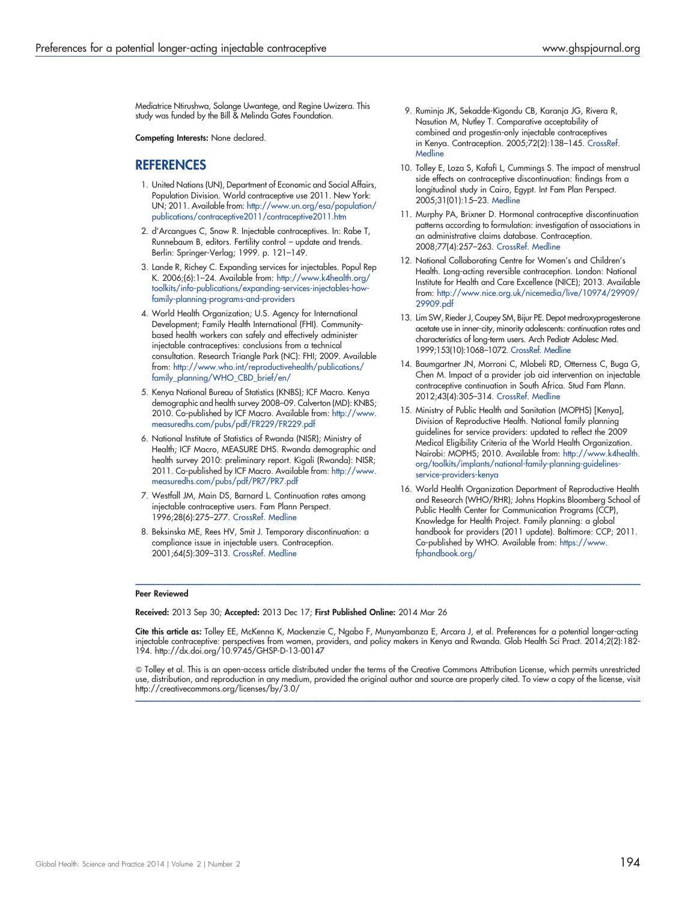Mediatrice Ntirushwa, Solange Uwantege, and Regine Uwizera. This study was funded by the Bill & Melinda Gates Foundation.

**Competing Interests:** None declared.

## REFERENCES

1. United Nations (UN), Department of Economic and Social Affairs, Population Division. World contraceptive use 2011. New York: UN; 2011. Available from: http://www.un.org/esa/population/publications/contraceptive2011/contraceptive2011.htm
2. d'Arcangues C, Snow R. Injectable contraceptives. In: Rabe T, Runnebaum B, editors. Fertility control – update and trends. Berlin: Springer-Verlag; 1999. p. 121–149.
3. Lande R, Richey C. Expanding services for injectables. Popul Rep K. 2006;(6):1–24. Available from: http://www.k4health.org/toolkits/info-publications/expanding-services-injectables-how-family-planning-programs-and-providers
4. World Health Organization; U.S. Agency for International Development; Family Health International (FHI). Community-based health workers can safely and effectively administer injectable contraceptives: conclusions from a technical consultation. Research Triangle Park (NC): FHI; 2009. Available from: http://www.who.int/reproductivehealth/publications/family_planning/WHO_CBD_brief/en/
5. Kenya National Bureau of Statistics (KNBS); ICF Macro. Kenya demographic and health survey 2008–09. Calverton (MD): KNBS; 2010. Co-published by ICF Macro. Available from: http://www.measuredhs.com/pubs/pdf/FR229/FR229.pdf
6. National Institute of Statistics of Rwanda (NISR); Ministry of Health; ICF Macro, MEASURE DHS. Rwanda demographic and health survey 2010: preliminary report. Kigali (Rwanda): NISR; 2011. Co-published by ICF Macro. Available from: http://www.measuredhs.com/pubs/pdf/PR7/PR7.pdf
7. Westfall JM, Main DS, Barnard L. Continuation rates among injectable contraceptive users. Fam Plann Perspect. 1996;28(6):275–277. CrossRef. Medline
8. Beksinska ME, Rees HV, Smit J. Temporary discontinuation: a compliance issue in injectable users. Contraception. 2001;64(5):309–313. CrossRef. Medline
9. Ruminjo JK, Sekadde-Kigondu CB, Karanja JG, Rivera R, Nasution M, Nutley T. Comparative acceptability of combined and progestin-only injectable contraceptives in Kenya. Contraception. 2005;72(2):138–145. CrossRef. Medline
10. Tolley E, Loza S, Kafafi L, Cummings S. The impact of menstrual side effects on contraceptive discontinuation: findings from a longitudinal study in Cairo, Egypt. Int Fam Plan Perspect. 2005;31(01):15–23. Medline
11. Murphy PA, Brixner D. Hormonal contraceptive discontinuation patterns according to formulation: investigation of associations in an administrative claims database. Contraception. 2008;77(4):257–263. CrossRef. Medline
12. National Collaborating Centre for Women's and Children's Health. Long-acting reversible contraception. London: National Institute for Health and Care Excellence (NICE); 2013. Available from: http://www.nice.org.uk/nicemedia/live/10974/29909/29909.pdf
13. Lim SW, Rieder J, Coupey SM, Bijur PE. Depot medroxyprogesterone acetate use in inner-city, minority adolescents: continuation rates and characteristics of long-term users. Arch Pediatr Adolesc Med. 1999;153(10):1068–1072. CrossRef. Medline
14. Baumgartner JN, Morroni C, Mlobeli RD, Otterness C, Buga G, Chen M. Impact of a provider job aid intervention on injectable contraceptive continuation in South Africa. Stud Fam Plann. 2012;43(4):305–314. CrossRef. Medline
15. Ministry of Public Health and Sanitation (MOPHS) [Kenya], Division of Reproductive Health. National family planning guidelines for service providers: updated to reflect the 2009 Medical Eligibility Criteria of the World Health Organization. Nairobi: MOPHS; 2010. Available from: http://www.k4health.org/toolkits/implants/national-family-planning-guidelines-service-providers-kenya
16. World Health Organization Department of Reproductive Health and Research (WHO/RHR); Johns Hopkins Bloomberg School of Public Health Center for Communication Programs (CCP), Knowledge for Health Project. Family planning: a global handbook for providers (2011 update). Baltimore: CCP; 2011. Co-published by WHO. Available from: https://www.fphandbook.org/

**Peer Reviewed**

**Received:** 2013 Sep 30; **Accepted:** 2013 Dec 17; **First Published Online:** 2014 Mar 26

**Cite this article as:** Tolley EE, McKenna K, Mackenzie C, Ngabo F, Munyambanza E, Arcara J, et al. Preferences for a potential longer-acting injectable contraceptive: perspectives from women, providers, and policy makers in Kenya and Rwanda. Glob Health Sci Pract. 2014;2(2):182-194. http://dx.doi.org/10.9745/GHSP-D-13-00147

© Tolley et al. This is an open-access article distributed under the terms of the Creative Commons Attribution License, which permits unrestricted use, distribution, and reproduction in any medium, provided the original author and source are properly cited. To view a copy of the license, visit http://creativecommons.org/licenses/by/3.0/